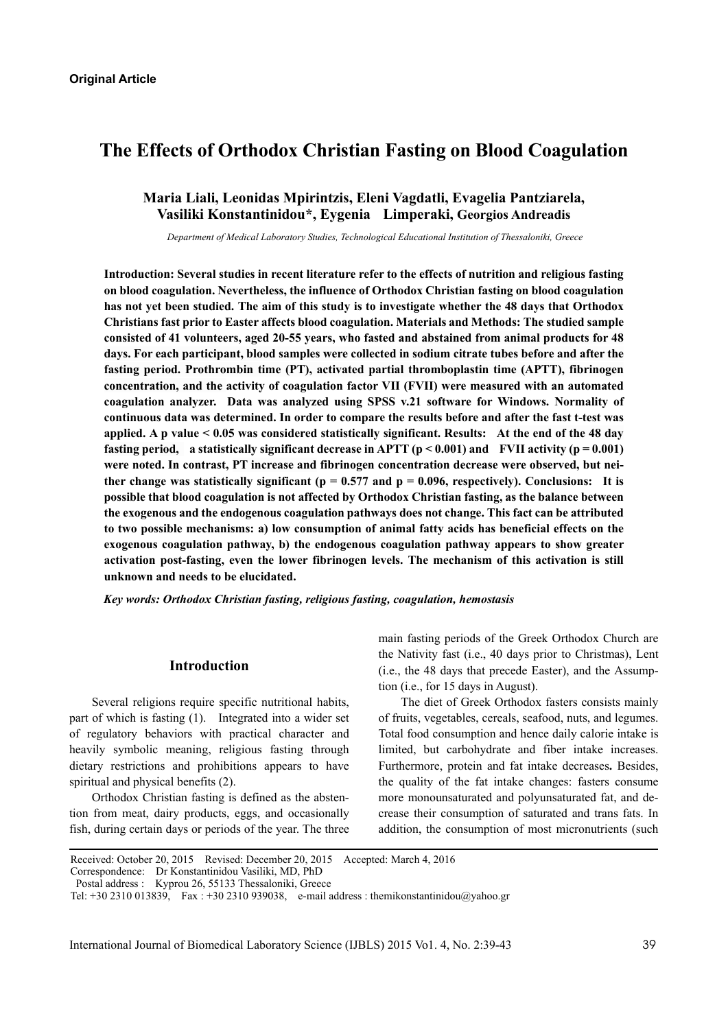**Original Article**

# The Effects of Orthodox Christian Fasting on Blood Coagulation

**Maria Liali, Leonidas Mpirintzis, Eleni Vagdatli, Evagelia Pantziarela, Vasiliki Konstantinidou*, Eygenia Limperaki, Georgios Andreadis**

*Department of Medical Laboratory Studies, Technological Educational Institution of Thessaloniki, Greece*

**Introduction: Several studies in recent literature refer to the effects of nutrition and religious fasting on blood coagulation. Nevertheless, the influence of Orthodox Christian fasting on blood coagulation has not yet been studied. The aim of this study is to investigate whether the 48 days that Orthodox Christians fast prior to Easter affects blood coagulation. Materials and Methods: The studied sample consisted of 41 volunteers, aged 20-55 years, who fasted and abstained from animal products for 48 days. For each participant, blood samples were collected in sodium citrate tubes before and after the fasting period. Prothrombin time (PT), activated partial thromboplastin time (APTT), fibrinogen concentration, and the activity of coagulation factor VII (FVII) were measured with an automated coagulation analyzer. Data was analyzed using SPSS v.21 software for Windows. Normality of continuous data was determined. In order to compare the results before and after the fast t-test was applied. A p value < 0.05 was considered statistically significant. Results: At the end of the 48 day fasting period, a statistically significant decrease in APTT ($p < 0.001$) and FVII activity ($p = 0.001$) were noted. In contrast, PT increase and fibrinogen concentration decrease were observed, but neither change was statistically significant ($p = 0.577$ and $p = 0.096$, respectively). Conclusions: It is possible that blood coagulation is not affected by Orthodox Christian fasting, as the balance between the exogenous and the endogenous coagulation pathways does not change. This fact can be attributed to two possible mechanisms: a) low consumption of animal fatty acids has beneficial effects on the exogenous coagulation pathway, b) the endogenous coagulation pathway appears to show greater activation post-fasting, even the lower fibrinogen levels. The mechanism of this activation is still unknown and needs to be elucidated.**

***Key words: Orthodox Christian fasting, religious fasting, coagulation, hemostasis***

## Introduction

Several religions require specific nutritional habits, part of which is fasting (1). Integrated into a wider set of regulatory behaviors with practical character and heavily symbolic meaning, religious fasting through dietary restrictions and prohibitions appears to have spiritual and physical benefits (2).

Orthodox Christian fasting is defined as the abstention from meat, dairy products, eggs, and occasionally fish, during certain days or periods of the year. The three main fasting periods of the Greek Orthodox Church are the Nativity fast (i.e., 40 days prior to Christmas), Lent (i.e., the 48 days that precede Easter), and the Assumption (i.e., for 15 days in August).

The diet of Greek Orthodox fasters consists mainly of fruits, vegetables, cereals, seafood, nuts, and legumes. Total food consumption and hence daily calorie intake is limited, but carbohydrate and fiber intake increases. Furthermore, protein and fat intake decreases**.** Besides, the quality of the fat intake changes: fasters consume more monounsaturated and polyunsaturated fat, and decrease their consumption of saturated and trans fats. In addition, the consumption of most micronutrients (such

Received: October 20, 2015 Revised: December 20, 2015 Accepted: March 4, 2016
Correspondence: Dr Konstantinidou Vasiliki, MD, PhD
Postal address : Kyprou 26, 55133 Thessaloniki, Greece
Tel: +30 2310 013839, Fax : +30 2310 939038, e-mail address : themikonstantinidou@yahoo.gr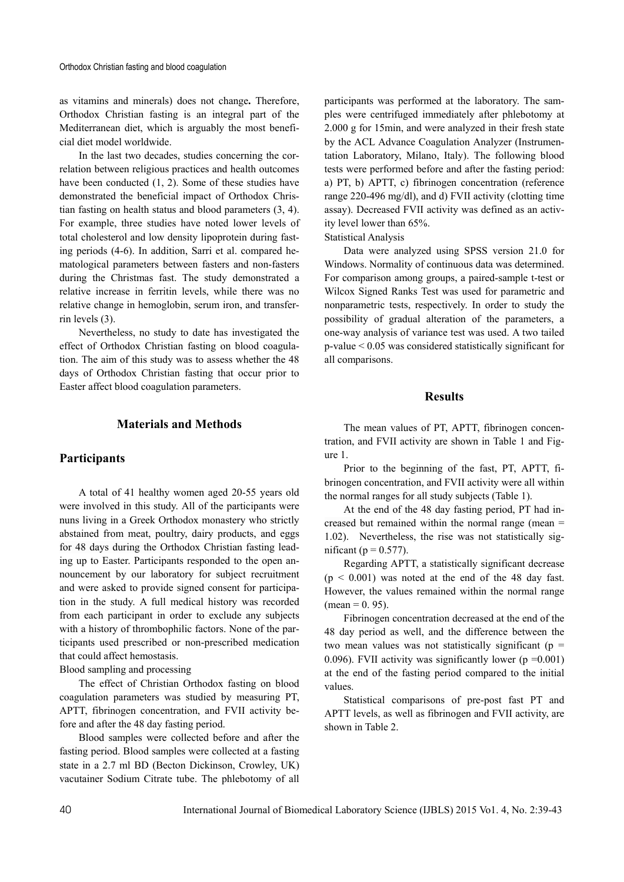as vitamins and minerals) does not change**.** Therefore, Orthodox Christian fasting is an integral part of the Mediterranean diet, which is arguably the most beneficial diet model worldwide.

In the last two decades, studies concerning the correlation between religious practices and health outcomes have been conducted (1, 2). Some of these studies have demonstrated the beneficial impact of Orthodox Christian fasting on health status and blood parameters (3, 4). For example, three studies have noted lower levels of total cholesterol and low density lipoprotein during fasting periods (4-6). In addition, Sarri et al. compared hematological parameters between fasters and non-fasters during the Christmas fast. The study demonstrated a relative increase in ferritin levels, while there was no relative change in hemoglobin, serum iron, and transferrin levels (3).

Nevertheless, no study to date has investigated the effect of Orthodox Christian fasting on blood coagulation. The aim of this study was to assess whether the 48 days of Orthodox Christian fasting that occur prior to Easter affect blood coagulation parameters.

## Materials and Methods

### Participants

A total of 41 healthy women aged 20-55 years old were involved in this study. All of the participants were nuns living in a Greek Orthodox monastery who strictly abstained from meat, poultry, dairy products, and eggs for 48 days during the Orthodox Christian fasting leading up to Easter. Participants responded to the open announcement by our laboratory for subject recruitment and were asked to provide signed consent for participation in the study. A full medical history was recorded from each participant in order to exclude any subjects with a history of thrombophilic factors. None of the participants used prescribed or non-prescribed medication that could affect hemostasis.

Blood sampling and processing

The effect of Christian Orthodox fasting on blood coagulation parameters was studied by measuring PT, APTT, fibrinogen concentration, and FVII activity before and after the 48 day fasting period.

Blood samples were collected before and after the fasting period. Blood samples were collected at a fasting state in a 2.7 ml BD (Becton Dickinson, Crowley, UK) vacutainer Sodium Citrate tube. The phlebotomy of all participants was performed at the laboratory. The samples were centrifuged immediately after phlebotomy at 2.000 g for 15min, and were analyzed in their fresh state by the ACL Advance Coagulation Analyzer (Instrumentation Laboratory, Milano, Italy). The following blood tests were performed before and after the fasting period: a) PT, b) APTT, c) fibrinogen concentration (reference range 220-496 mg/dl), and d) FVII activity (clotting time assay). Decreased FVII activity was defined as an activity level lower than 65%.

Statistical Analysis

Data were analyzed using SPSS version 21.0 for Windows. Normality of continuous data was determined. For comparison among groups, a paired-sample t-test or Wilcox Signed Ranks Test was used for parametric and nonparametric tests, respectively. In order to study the possibility of gradual alteration of the parameters, a one-way analysis of variance test was used. A two tailed p-value $< 0.05$ was considered statistically significant for all comparisons.

## Results

The mean values of PT, APTT, fibrinogen concentration, and FVII activity are shown in Table 1 and Figure 1.

Prior to the beginning of the fast, PT, APTT, fibrinogen concentration, and FVII activity were all within the normal ranges for all study subjects (Table 1).

At the end of the 48 day fasting period, PT had increased but remained within the normal range (mean = 1.02). Nevertheless, the rise was not statistically significant ($p = 0.577$).

Regarding APTT, a statistically significant decrease ($p < 0.001$) was noted at the end of the 48 day fast. However, the values remained within the normal range (mean = 0. 95).

Fibrinogen concentration decreased at the end of the 48 day period as well, and the difference between the two mean values was not statistically significant ($p = 0.096$). FVII activity was significantly lower ($p = 0.001$) at the end of the fasting period compared to the initial values.

Statistical comparisons of pre-post fast PT and APTT levels, as well as fibrinogen and FVII activity, are shown in Table 2.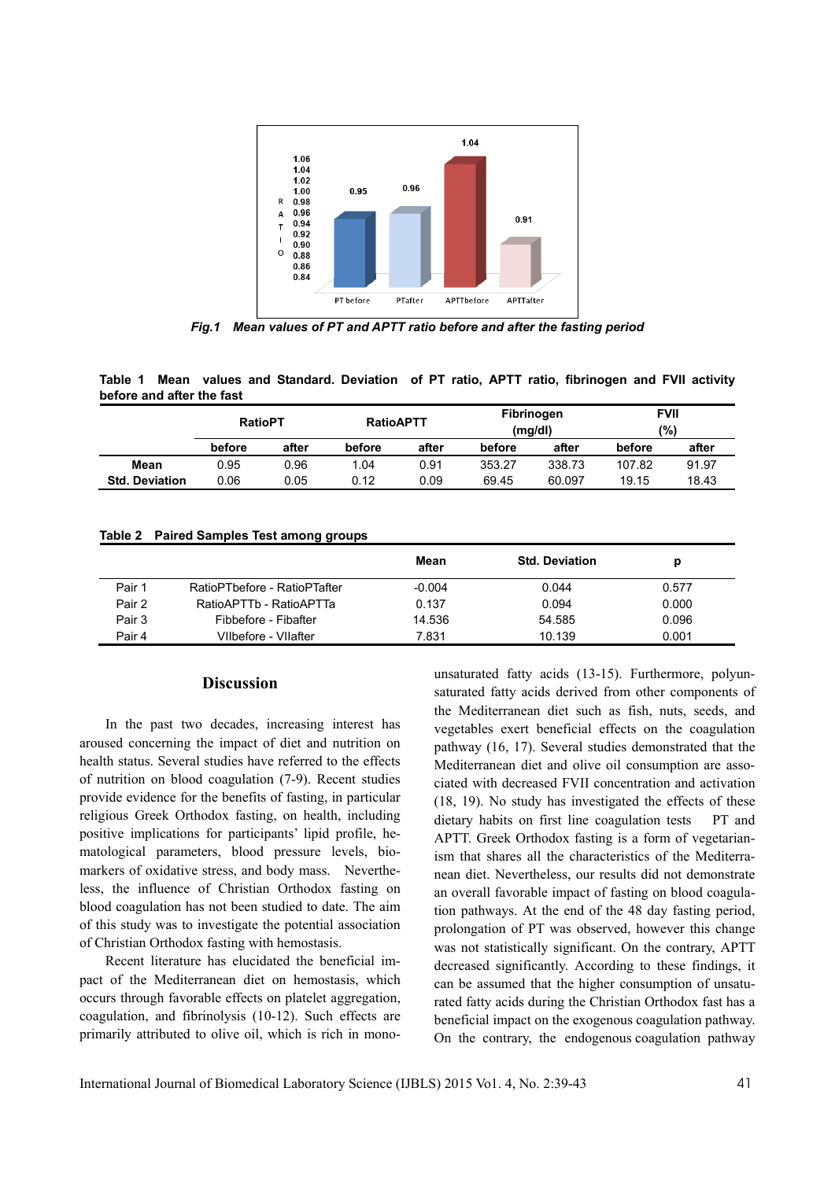*Fig.1 Mean values of PT and APTT ratio before and after the fasting period*

**Table 1 Mean values and Standard. Deviation of PT ratio, APTT ratio, fibrinogen and FVII activity before and after the fast**

| | RatioPT | | RatioAPTT | | Fibrinogen (mg/dl) | | FVII (%) | |
|---|---|---|---|---|---|---|---|---|
| | before | after | before | after | before | after | before | after |
| **Mean** | 0.95 | 0.96 | 1.04 | 0.91 | 353.27 | 338.73 | 107.82 | 91.97 |
| **Std. Deviation** | 0.06 | 0.05 | 0.12 | 0.09 | 69.45 | 60.097 | 19.15 | 18.43 |

**Table 2 Paired Samples Test among groups**

| | | Mean | Std. Deviation | p |
|---|---|---|---|---|
| Pair 1 | RatioPTbefore - RatioPTafter | -0.004 | 0.044 | 0.577 |
| Pair 2 | RatioAPTTb - RatioAPTTa | 0.137 | 0.094 | 0.000 |
| Pair 3 | Fibbefore - Fibafter | 14.536 | 54.585 | 0.096 |
| Pair 4 | VIIbefore - VIIafter | 7.831 | 10.139 | 0.001 |

## Discussion

In the past two decades, increasing interest has aroused concerning the impact of diet and nutrition on health status. Several studies have referred to the effects of nutrition on blood coagulation (7-9). Recent studies provide evidence for the benefits of fasting, in particular religious Greek Orthodox fasting, on health, including positive implications for participants' lipid profile, hematological parameters, blood pressure levels, biomarkers of oxidative stress, and body mass. Nevertheless, the influence of Christian Orthodox fasting on blood coagulation has not been studied to date. The aim of this study was to investigate the potential association of Christian Orthodox fasting with hemostasis.

Recent literature has elucidated the beneficial impact of the Mediterranean diet on hemostasis, which occurs through favorable effects on platelet aggregation, coagulation, and fibrinolysis (10-12). Such effects are primarily attributed to olive oil, which is rich in monounsaturated fatty acids (13-15). Furthermore, polyunsaturated fatty acids derived from other components of the Mediterranean diet such as fish, nuts, seeds, and vegetables exert beneficial effects on the coagulation pathway (16, 17). Several studies demonstrated that the Mediterranean diet and olive oil consumption are associated with decreased FVII concentration and activation (18, 19). No study has investigated the effects of these dietary habits on first line coagulation tests PT and APTT. Greek Orthodox fasting is a form of vegetarianism that shares all the characteristics of the Mediterranean diet. Nevertheless, our results did not demonstrate an overall favorable impact of fasting on blood coagulation pathways. At the end of the 48 day fasting period, prolongation of PT was observed, however this change was not statistically significant. On the contrary, APTT decreased significantly. According to these findings, it can be assumed that the higher consumption of unsaturated fatty acids during the Christian Orthodox fast has a beneficial impact on the exogenous coagulation pathway. On the contrary, the endogenous coagulation pathway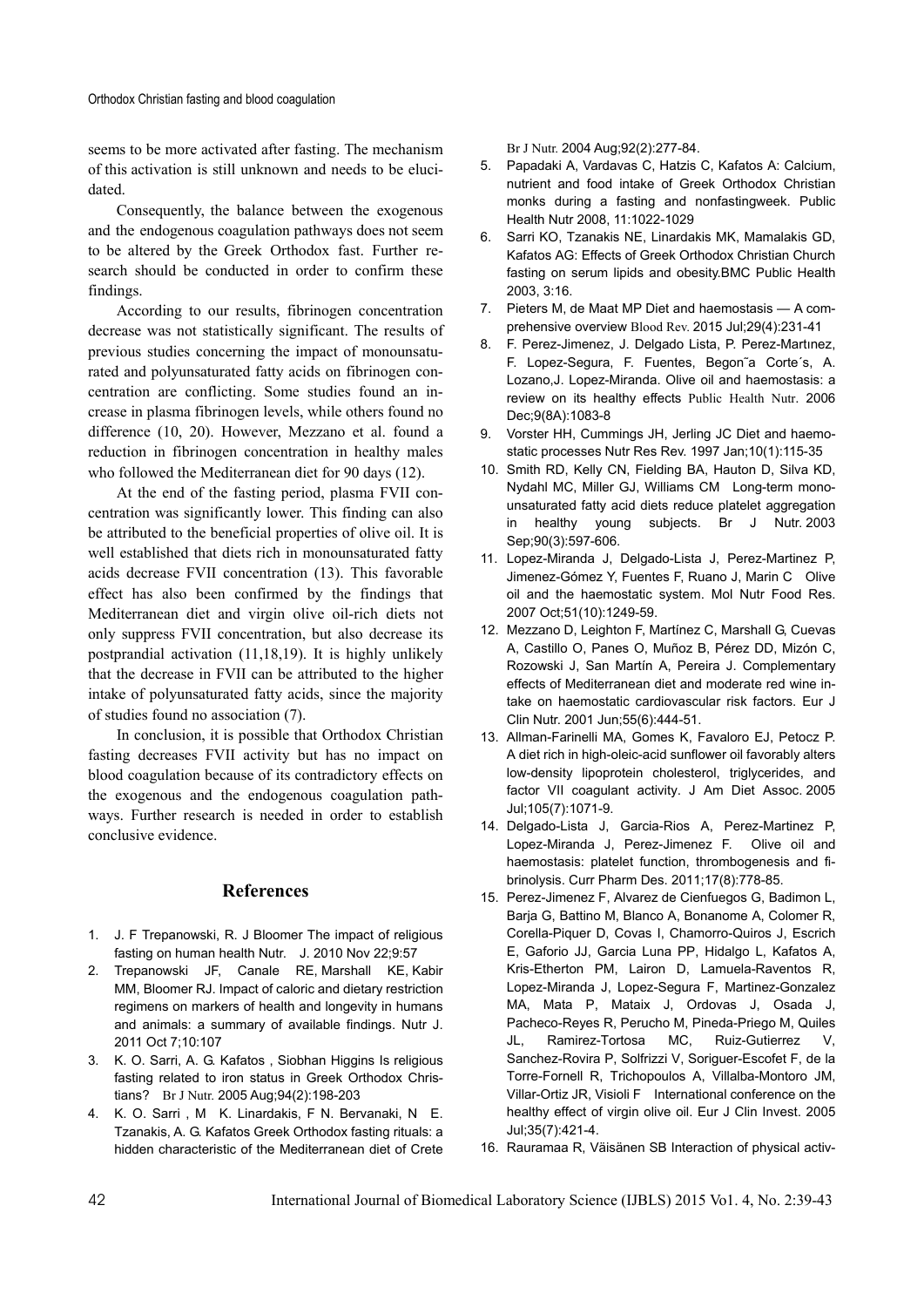seems to be more activated after fasting. The mechanism of this activation is still unknown and needs to be elucidated.

Consequently, the balance between the exogenous and the endogenous coagulation pathways does not seem to be altered by the Greek Orthodox fast. Further research should be conducted in order to confirm these findings.

According to our results, fibrinogen concentration decrease was not statistically significant. The results of previous studies concerning the impact of monounsaturated and polyunsaturated fatty acids on fibrinogen concentration are conflicting. Some studies found an increase in plasma fibrinogen levels, while others found no difference (10, 20). However, Mezzano et al. found a reduction in fibrinogen concentration in healthy males who followed the Mediterranean diet for 90 days (12).

At the end of the fasting period, plasma FVII concentration was significantly lower. This finding can also be attributed to the beneficial properties of olive oil. It is well established that diets rich in monounsaturated fatty acids decrease FVII concentration (13). This favorable effect has also been confirmed by the findings that Mediterranean diet and virgin olive oil-rich diets not only suppress FVII concentration, but also decrease its postprandial activation (11,18,19). It is highly unlikely that the decrease in FVII can be attributed to the higher intake of polyunsaturated fatty acids, since the majority of studies found no association (7).

In conclusion, it is possible that Orthodox Christian fasting decreases FVII activity but has no impact on blood coagulation because of its contradictory effects on the exogenous and the endogenous coagulation pathways. Further research is needed in order to establish conclusive evidence.

## References

1. J. F Trepanowski, R. J Bloomer The impact of religious fasting on human health Nutr. J. 2010 Nov 22;9:57
2. Trepanowski JF, Canale RE, Marshall KE, Kabir MM, Bloomer RJ. Impact of caloric and dietary restriction regimens on markers of health and longevity in humans and animals: a summary of available findings. Nutr J. 2011 Oct 7;10:107
3. K. O. Sarri, A. G. Kafatos , Siobhan Higgins Is religious fasting related to iron status in Greek Orthodox Christians? Br J Nutr. 2005 Aug;94(2):198-203
4. K. O. Sarri , M K. Linardakis, F N. Bervanaki, N E. Tzanakis, A. G. Kafatos Greek Orthodox fasting rituals: a hidden characteristic of the Mediterranean diet of Crete Br J Nutr. 2004 Aug;92(2):277-84.
5. Papadaki A, Vardavas C, Hatzis C, Kafatos A: Calcium, nutrient and food intake of Greek Orthodox Christian monks during a fasting and nonfastingweek. Public Health Nutr 2008, 11:1022-1029
6. Sarri KO, Tzanakis NE, Linardakis MK, Mamalakis GD, Kafatos AG: Effects of Greek Orthodox Christian Church fasting on serum lipids and obesity.BMC Public Health 2003, 3:16.
7. Pieters M, de Maat MP Diet and haemostasis — A comprehensive overview Blood Rev. 2015 Jul;29(4):231-41
8. F. Perez-Jimenez, J. Delgado Lista, P. Perez-Martınez, F. Lopez-Segura, F. Fuentes, Begon˜a Corte´s, A. Lozano,J. Lopez-Miranda. Olive oil and haemostasis: a review on its healthy effects Public Health Nutr. 2006 Dec;9(8A):1083-8
9. Vorster HH, Cummings JH, Jerling JC Diet and haemostatic processes Nutr Res Rev. 1997 Jan;10(1):115-35
10. Smith RD, Kelly CN, Fielding BA, Hauton D, Silva KD, Nydahl MC, Miller GJ, Williams CM Long-term monounsaturated fatty acid diets reduce platelet aggregation in healthy young subjects. Br J Nutr. 2003 Sep;90(3):597-606.
11. Lopez-Miranda J, Delgado-Lista J, Perez-Martinez P, Jimenez-Gómez Y, Fuentes F, Ruano J, Marin C Olive oil and the haemostatic system. Mol Nutr Food Res. 2007 Oct;51(10):1249-59.
12. Mezzano D, Leighton F, Martínez C, Marshall G, Cuevas A, Castillo O, Panes O, Muñoz B, Pérez DD, Mizón C, Rozowski J, San Martín A, Pereira J. Complementary effects of Mediterranean diet and moderate red wine intake on haemostatic cardiovascular risk factors. Eur J Clin Nutr. 2001 Jun;55(6):444-51.
13. Allman-Farinelli MA, Gomes K, Favaloro EJ, Petocz P. A diet rich in high-oleic-acid sunflower oil favorably alters low-density lipoprotein cholesterol, triglycerides, and factor VII coagulant activity. J Am Diet Assoc. 2005 Jul;105(7):1071-9.
14. Delgado-Lista J, Garcia-Rios A, Perez-Martinez P, Lopez-Miranda J, Perez-Jimenez F. Olive oil and haemostasis: platelet function, thrombogenesis and fibrinolysis. Curr Pharm Des. 2011;17(8):778-85.
15. Perez-Jimenez F, Alvarez de Cienfuegos G, Badimon L, Barja G, Battino M, Blanco A, Bonanome A, Colomer R, Corella-Piquer D, Covas I, Chamorro-Quiros J, Escrich E, Gaforio JJ, Garcia Luna PP, Hidalgo L, Kafatos A, Kris-Etherton PM, Lairon D, Lamuela-Raventos R, Lopez-Miranda J, Lopez-Segura F, Martinez-Gonzalez MA, Mata P, Mataix J, Ordovas J, Osada J, Pacheco-Reyes R, Perucho M, Pineda-Priego M, Quiles JL, Ramirez-Tortosa MC, Ruiz-Gutierrez V, Sanchez-Rovira P, Solfrizzi V, Soriguer-Escofet F, de la Torre-Fornell R, Trichopoulos A, Villalba-Montoro JM, Villar-Ortiz JR, Visioli F International conference on the healthy effect of virgin olive oil. Eur J Clin Invest. 2005 Jul;35(7):421-4.
16. Rauramaa R, Väisänen SB Interaction of physical activ-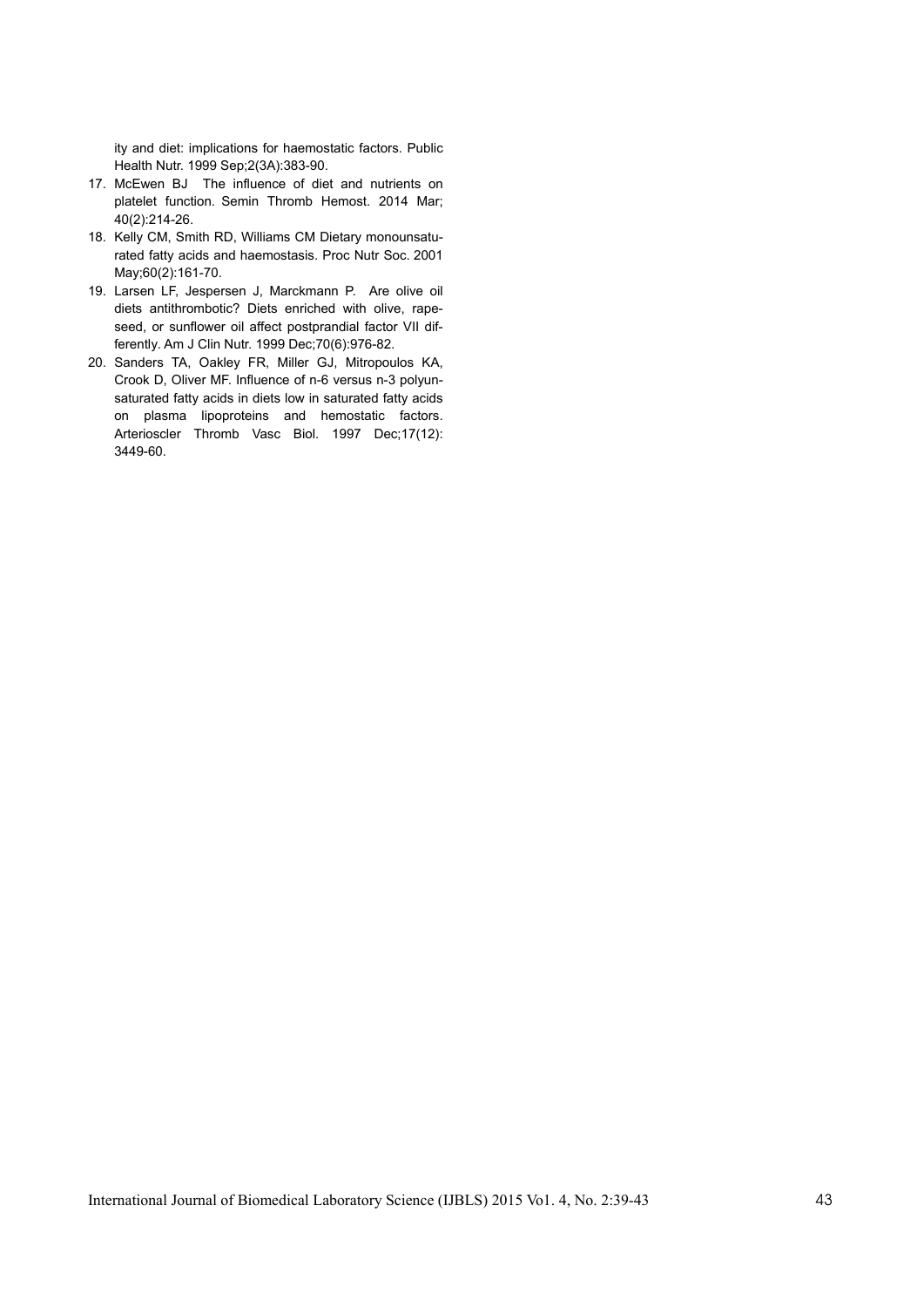ity and diet: implications for haemostatic factors. Public Health Nutr. 1999 Sep;2(3A):383-90.

17. McEwen BJ The influence of diet and nutrients on platelet function. Semin Thromb Hemost. 2014 Mar; 40(2):214-26.
18. Kelly CM, Smith RD, Williams CM Dietary monounsaturated fatty acids and haemostasis. Proc Nutr Soc. 2001 May;60(2):161-70.
19. Larsen LF, Jespersen J, Marckmann P. Are olive oil diets antithrombotic? Diets enriched with olive, rapeseed, or sunflower oil affect postprandial factor VII differently. Am J Clin Nutr. 1999 Dec;70(6):976-82.
20. Sanders TA, Oakley FR, Miller GJ, Mitropoulos KA, Crook D, Oliver MF. Influence of n-6 versus n-3 polyunsaturated fatty acids in diets low in saturated fatty acids on plasma lipoproteins and hemostatic factors. Arterioscler Thromb Vasc Biol. 1997 Dec;17(12): 3449-60.